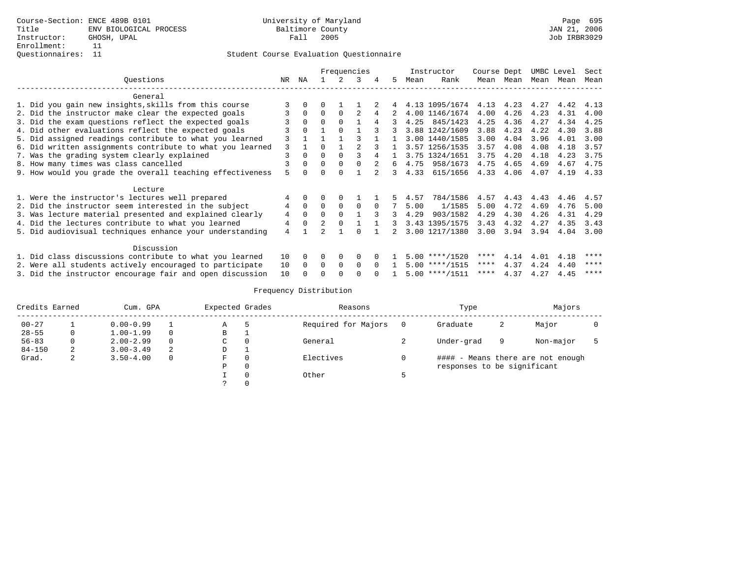Course-Section: ENCE 489B 0101
Title: ENV BIOLOGICAL PROCESS
Instructor: GHOSH, UPAL
Enrollment: 11
Questionnaires: 11

University of Maryland
Baltimore County
Fall 2005

JAN 21, 2006
Job IRBR3029

Student Course Evaluation Questionnaire

| Questions | NR | NA | 1 | 2 | 3 | 4 | 5 | Instructor Mean | Instructor Rank | Course Mean | Dept Mean | UMBC Mean | Level Mean | Sect Mean |
|---|---|---|---|---|---|---|---|---|---|---|---|---|---|---|
| **General** | | | | | | | | | | | | | | |
| 1. Did you gain new insights,skills from this course | 3 | 0 | 0 | 1 | 1 | 2 | 4 | 4.13 | 1095/1674 | 4.13 | 4.23 | 4.27 | 4.42 | 4.13 |
| 2. Did the instructor make clear the expected goals | 3 | 0 | 0 | 0 | 2 | 4 | 2 | 4.00 | 1146/1674 | 4.00 | 4.26 | 4.23 | 4.31 | 4.00 |
| 3. Did the exam questions reflect the expected goals | 3 | 0 | 0 | 0 | 1 | 4 | 3 | 4.25 | 845/1423 | 4.25 | 4.36 | 4.27 | 4.34 | 4.25 |
| 4. Did other evaluations reflect the expected goals | 3 | 0 | 1 | 0 | 1 | 3 | 3 | 3.88 | 1242/1609 | 3.88 | 4.23 | 4.22 | 4.30 | 3.88 |
| 5. Did assigned readings contribute to what you learned | 3 | 1 | 1 | 1 | 3 | 1 | 1 | 3.00 | 1440/1585 | 3.00 | 4.04 | 3.96 | 4.01 | 3.00 |
| 6. Did written assignments contribute to what you learned | 3 | 1 | 0 | 1 | 2 | 3 | 1 | 3.57 | 1256/1535 | 3.57 | 4.08 | 4.08 | 4.18 | 3.57 |
| 7. Was the grading system clearly explained | 3 | 0 | 0 | 0 | 3 | 4 | 1 | 3.75 | 1324/1651 | 3.75 | 4.20 | 4.18 | 4.23 | 3.75 |
| 8. How many times was class cancelled | 3 | 0 | 0 | 0 | 0 | 2 | 6 | 4.75 | 958/1673 | 4.75 | 4.65 | 4.69 | 4.67 | 4.75 |
| 9. How would you grade the overall teaching effectiveness | 5 | 0 | 0 | 0 | 1 | 2 | 3 | 4.33 | 615/1656 | 4.33 | 4.06 | 4.07 | 4.19 | 4.33 |
| **Lecture** | | | | | | | | | | | | | | |
| 1. Were the instructor's lectures well prepared | 4 | 0 | 0 | 0 | 1 | 1 | 5 | 4.57 | 784/1586 | 4.57 | 4.43 | 4.43 | 4.46 | 4.57 |
| 2. Did the instructor seem interested in the subject | 4 | 0 | 0 | 0 | 0 | 0 | 7 | 5.00 | 1/1585 | 5.00 | 4.72 | 4.69 | 4.76 | 5.00 |
| 3. Was lecture material presented and explained clearly | 4 | 0 | 0 | 0 | 1 | 3 | 3 | 4.29 | 903/1582 | 4.29 | 4.30 | 4.26 | 4.31 | 4.29 |
| 4. Did the lectures contribute to what you learned | 4 | 0 | 2 | 0 | 1 | 1 | 3 | 3.43 | 1395/1575 | 3.43 | 4.32 | 4.27 | 4.35 | 3.43 |
| 5. Did audiovisual techniques enhance your understanding | 4 | 1 | 2 | 1 | 0 | 1 | 2 | 3.00 | 1217/1380 | 3.00 | 3.94 | 3.94 | 4.04 | 3.00 |
| **Discussion** | | | | | | | | | | | | | | |
| 1. Did class discussions contribute to what you learned | 10 | 0 | 0 | 0 | 0 | 0 | 1 | 5.00 | ****/1520 | **** | 4.14 | 4.01 | 4.18 | **** |
| 2. Were all students actively encouraged to participate | 10 | 0 | 0 | 0 | 0 | 0 | 1 | 5.00 | ****/1515 | **** | 4.37 | 4.24 | 4.40 | **** |
| 3. Did the instructor encourage fair and open discussion | 10 | 0 | 0 | 0 | 0 | 0 | 1 | 5.00 | ****/1511 | **** | 4.37 | 4.27 | 4.45 | **** |

Frequency Distribution

| Credits Earned | | Cum. GPA | | Expected Grades | | Reasons | | Type | | Majors | |
|---|---|---|---|---|---|---|---|---|---|---|---|
| 00-27 | 1 | 0.00-0.99 | 1 | A | 5 | Required for Majors | 0 | Graduate | 2 | Major | 0 |
| 28-55 | 0 | 1.00-1.99 | 0 | B | 1 | | | | | | |
| 56-83 | 0 | 2.00-2.99 | 0 | C | 0 | General | 2 | Under-grad | 9 | Non-major | 5 |
| 84-150 | 2 | 3.00-3.49 | 2 | D | 1 | | | | | | |
| Grad. | 2 | 3.50-4.00 | 0 | F | 0 | Electives | 0 | #### - Means there are not enough responses to be significant | | | |
| | | | | P | 0 | | | | | | |
| | | | | I | 0 | Other | 5 | | | | |
| | | | | ? | 0 | | | | | | |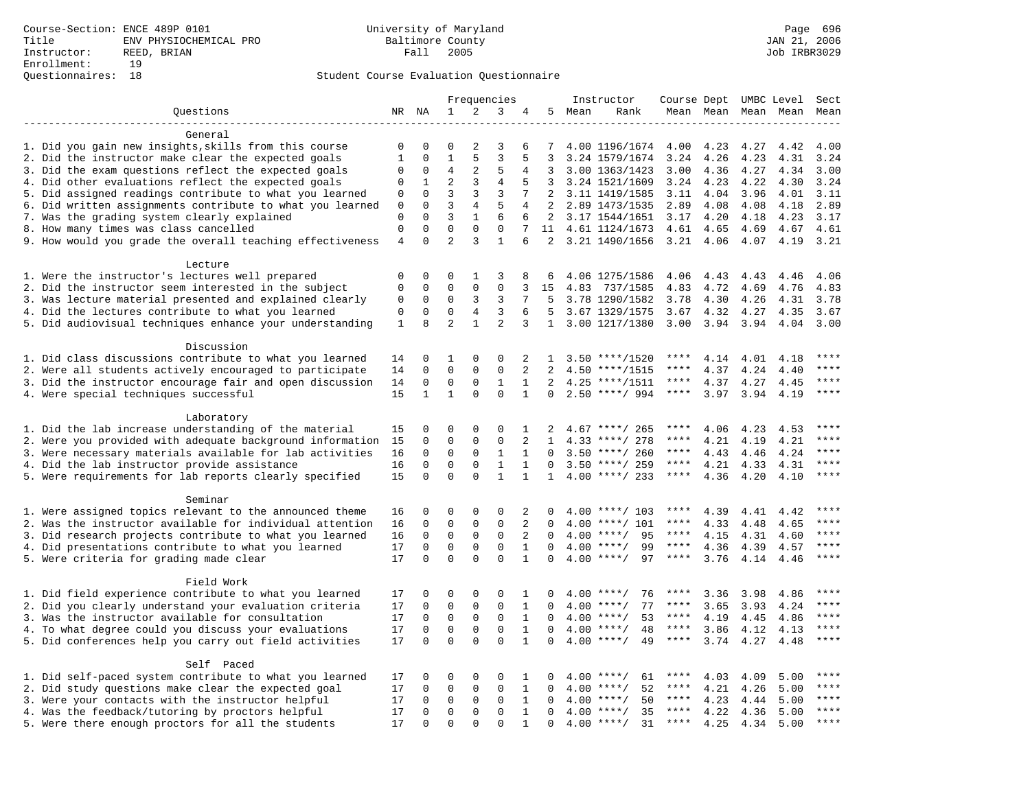Course-Section: ENCE 489P 0101
Title: ENV PHYSIOCHEMICAL PRO
Instructor: REED, BRIAN
Enrollment: 19
Questionnaires: 18

University of Maryland
Baltimore County
Fall 2005

JAN 21, 2006
Job IRBR3029

## Student Course Evaluation Questionnaire

| Questions | NR | NA | 1 | 2 | 3 | 4 | 5 | Instructor Mean | Instructor Rank | Course Mean | Dept Mean | UMBC Mean | Level Mean | Sect Mean |
|---|---|---|---|---|---|---|---|---|---|---|---|---|---|---|
| **General** | | | | | | | | | | | | | | |
| 1. Did you gain new insights,skills from this course | 0 | 0 | 0 | 2 | 3 | 6 | 7 | 4.00 | 1196/1674 | 4.00 | 4.23 | 4.27 | 4.42 | 4.00 |
| 2. Did the instructor make clear the expected goals | 1 | 0 | 1 | 5 | 3 | 5 | 3 | 3.24 | 1579/1674 | 3.24 | 4.26 | 4.23 | 4.31 | 3.24 |
| 3. Did the exam questions reflect the expected goals | 0 | 0 | 4 | 2 | 5 | 4 | 3 | 3.00 | 1363/1423 | 3.00 | 4.36 | 4.27 | 4.34 | 3.00 |
| 4. Did other evaluations reflect the expected goals | 0 | 1 | 2 | 3 | 4 | 5 | 3 | 3.24 | 1521/1609 | 3.24 | 4.23 | 4.22 | 4.30 | 3.24 |
| 5. Did assigned readings contribute to what you learned | 0 | 0 | 3 | 3 | 3 | 7 | 2 | 3.11 | 1419/1585 | 3.11 | 4.04 | 3.96 | 4.01 | 3.11 |
| 6. Did written assignments contribute to what you learned | 0 | 0 | 3 | 4 | 5 | 4 | 2 | 2.89 | 1473/1535 | 2.89 | 4.08 | 4.08 | 4.18 | 2.89 |
| 7. Was the grading system clearly explained | 0 | 0 | 3 | 1 | 6 | 6 | 2 | 3.17 | 1544/1651 | 3.17 | 4.20 | 4.18 | 4.23 | 3.17 |
| 8. How many times was class cancelled | 0 | 0 | 0 | 0 | 0 | 7 | 11 | 4.61 | 1124/1673 | 4.61 | 4.65 | 4.69 | 4.67 | 4.61 |
| 9. How would you grade the overall teaching effectiveness | 4 | 0 | 2 | 3 | 1 | 6 | 2 | 3.21 | 1490/1656 | 3.21 | 4.06 | 4.07 | 4.19 | 3.21 |
| **Lecture** | | | | | | | | | | | | | | |
| 1. Were the instructor's lectures well prepared | 0 | 0 | 0 | 1 | 3 | 8 | 6 | 4.06 | 1275/1586 | 4.06 | 4.43 | 4.43 | 4.46 | 4.06 |
| 2. Did the instructor seem interested in the subject | 0 | 0 | 0 | 0 | 0 | 3 | 15 | 4.83 | 737/1585 | 4.83 | 4.72 | 4.69 | 4.76 | 4.83 |
| 3. Was lecture material presented and explained clearly | 0 | 0 | 0 | 3 | 3 | 7 | 5 | 3.78 | 1290/1582 | 3.78 | 4.30 | 4.26 | 4.31 | 3.78 |
| 4. Did the lectures contribute to what you learned | 0 | 0 | 0 | 4 | 3 | 6 | 5 | 3.67 | 1329/1575 | 3.67 | 4.32 | 4.27 | 4.35 | 3.67 |
| 5. Did audiovisual techniques enhance your understanding | 1 | 8 | 2 | 1 | 2 | 3 | 1 | 3.00 | 1217/1380 | 3.00 | 3.94 | 3.94 | 4.04 | 3.00 |
| **Discussion** | | | | | | | | | | | | | | |
| 1. Did class discussions contribute to what you learned | 14 | 0 | 1 | 0 | 0 | 2 | 1 | 3.50 | ****/1520 | **** | 4.14 | 4.01 | 4.18 | **** |
| 2. Were all students actively encouraged to participate | 14 | 0 | 0 | 0 | 0 | 2 | 2 | 4.50 | ****/1515 | **** | 4.37 | 4.24 | 4.40 | **** |
| 3. Did the instructor encourage fair and open discussion | 14 | 0 | 0 | 0 | 1 | 1 | 2 | 4.25 | ****/1511 | **** | 4.37 | 4.27 | 4.45 | **** |
| 4. Were special techniques successful | 15 | 1 | 1 | 0 | 0 | 1 | 0 | 2.50 | ****/ 994 | **** | 3.97 | 3.94 | 4.19 | **** |
| **Laboratory** | | | | | | | | | | | | | | |
| 1. Did the lab increase understanding of the material | 15 | 0 | 0 | 0 | 0 | 1 | 2 | 4.67 | ****/ 265 | **** | 4.06 | 4.23 | 4.53 | **** |
| 2. Were you provided with adequate background information | 15 | 0 | 0 | 0 | 0 | 2 | 1 | 4.33 | ****/ 278 | **** | 4.21 | 4.19 | 4.21 | **** |
| 3. Were necessary materials available for lab activities | 16 | 0 | 0 | 0 | 1 | 1 | 0 | 3.50 | ****/ 260 | **** | 4.43 | 4.46 | 4.24 | **** |
| 4. Did the lab instructor provide assistance | 16 | 0 | 0 | 0 | 1 | 1 | 0 | 3.50 | ****/ 259 | **** | 4.21 | 4.33 | 4.31 | **** |
| 5. Were requirements for lab reports clearly specified | 15 | 0 | 0 | 0 | 1 | 1 | 1 | 4.00 | ****/ 233 | **** | 4.36 | 4.20 | 4.10 | **** |
| **Seminar** | | | | | | | | | | | | | | |
| 1. Were assigned topics relevant to the announced theme | 16 | 0 | 0 | 0 | 0 | 2 | 0 | 4.00 | ****/ 103 | **** | 4.39 | 4.41 | 4.42 | **** |
| 2. Was the instructor available for individual attention | 16 | 0 | 0 | 0 | 0 | 2 | 0 | 4.00 | ****/ 101 | **** | 4.33 | 4.48 | 4.65 | **** |
| 3. Did research projects contribute to what you learned | 16 | 0 | 0 | 0 | 0 | 2 | 0 | 4.00 | ****/ 95 | **** | 4.15 | 4.31 | 4.60 | **** |
| 4. Did presentations contribute to what you learned | 17 | 0 | 0 | 0 | 0 | 1 | 0 | 4.00 | ****/ 99 | **** | 4.36 | 4.39 | 4.57 | **** |
| 5. Were criteria for grading made clear | 17 | 0 | 0 | 0 | 0 | 1 | 0 | 4.00 | ****/ 97 | **** | 3.76 | 4.14 | 4.46 | **** |
| **Field Work** | | | | | | | | | | | | | | |
| 1. Did field experience contribute to what you learned | 17 | 0 | 0 | 0 | 0 | 1 | 0 | 4.00 | ****/ 76 | **** | 3.36 | 3.98 | 4.86 | **** |
| 2. Did you clearly understand your evaluation criteria | 17 | 0 | 0 | 0 | 0 | 1 | 0 | 4.00 | ****/ 77 | **** | 3.65 | 3.93 | 4.24 | **** |
| 3. Was the instructor available for consultation | 17 | 0 | 0 | 0 | 0 | 1 | 0 | 4.00 | ****/ 53 | **** | 4.19 | 4.45 | 4.86 | **** |
| 4. To what degree could you discuss your evaluations | 17 | 0 | 0 | 0 | 0 | 1 | 0 | 4.00 | ****/ 48 | **** | 3.86 | 4.12 | 4.13 | **** |
| 5. Did conferences help you carry out field activities | 17 | 0 | 0 | 0 | 0 | 1 | 0 | 4.00 | ****/ 49 | **** | 3.74 | 4.27 | 4.48 | **** |
| **Self Paced** | | | | | | | | | | | | | | |
| 1. Did self-paced system contribute to what you learned | 17 | 0 | 0 | 0 | 0 | 1 | 0 | 4.00 | ****/ 61 | **** | 4.03 | 4.09 | 5.00 | **** |
| 2. Did study questions make clear the expected goal | 17 | 0 | 0 | 0 | 0 | 1 | 0 | 4.00 | ****/ 52 | **** | 4.21 | 4.26 | 5.00 | **** |
| 3. Were your contacts with the instructor helpful | 17 | 0 | 0 | 0 | 0 | 1 | 0 | 4.00 | ****/ 50 | **** | 4.23 | 4.44 | 5.00 | **** |
| 4. Was the feedback/tutoring by proctors helpful | 17 | 0 | 0 | 0 | 0 | 1 | 0 | 4.00 | ****/ 35 | **** | 4.22 | 4.36 | 5.00 | **** |
| 5. Were there enough proctors for all the students | 17 | 0 | 0 | 0 | 0 | 1 | 0 | 4.00 | ****/ 31 | **** | 4.25 | 4.34 | 5.00 | **** |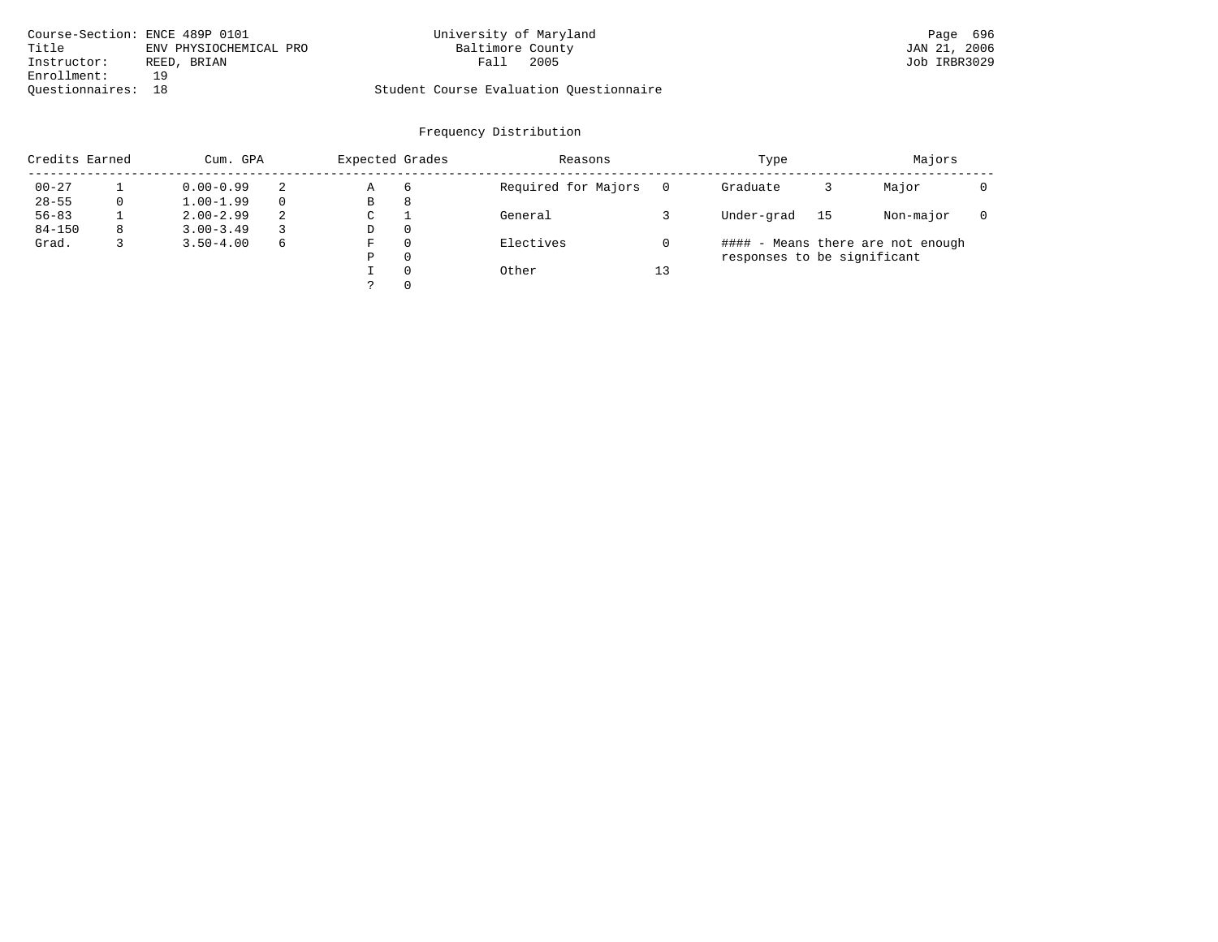Course-Section: ENCE 489P 0101
Title: ENV PHYSIOCHEMICAL PRO
Instructor: REED, BRIAN
Enrollment: 19
Questionnaires: 18

University of Maryland
Baltimore County
Fall 2005

Student Course Evaluation Questionnaire

JAN 21, 2006
Job IRBR3029

## Frequency Distribution

| Credits Earned | | Cum. GPA | | Expected Grades | | Reasons | | Type | | Majors | |
|---|---|---|---|---|---|---|---|---|---|---|---|
| 00-27 | 1 | 0.00-0.99 | 2 | A | 6 | Required for Majors | 0 | Graduate | 3 | Major | 0 |
| 28-55 | 0 | 1.00-1.99 | 0 | B | 8 | | | | | | |
| 56-83 | 1 | 2.00-2.99 | 2 | C | 1 | General | 3 | Under-grad | 15 | Non-major | 0 |
| 84-150 | 8 | 3.00-3.49 | 3 | D | 0 | | | | | | |
| Grad. | 3 | 3.50-4.00 | 6 | F | 0 | Electives | 0 | | | | |
| | | | | P | 0 | | | | | | |
| | | | | I | 0 | Other | 13 | | | | |
| | | | | ? | 0 | | | | | | |

#### - Means there are not enough responses to be significant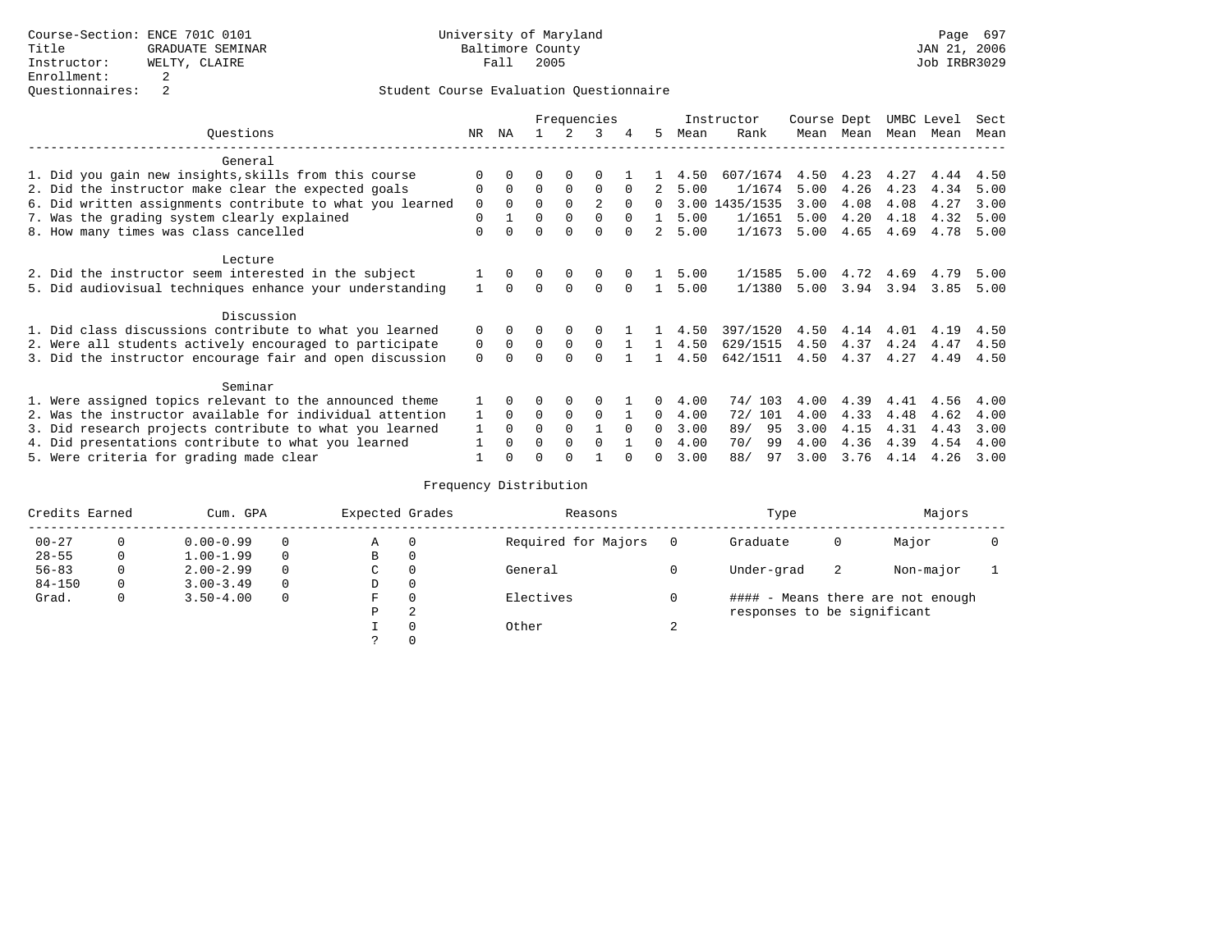Course-Section: ENCE 701C 0101
Title: GRADUATE SEMINAR
Instructor: WELTY, CLAIRE
Enrollment: 2
Questionnaires: 2

University of Maryland
Baltimore County
Fall 2005

JAN 21, 2006
Job IRBR3029

Student Course Evaluation Questionnaire

| Questions | NR | NA | 1 | 2 | 3 | 4 | 5 | Instructor Mean | Instructor Rank | Course Mean | Dept Mean | UMBC Mean | Level Mean | Sect Mean |
|---|---|---|---|---|---|---|---|---|---|---|---|---|---|---|
| **General** | | | | | | | | | | | | | | |
| 1. Did you gain new insights,skills from this course | 0 | 0 | 0 | 0 | 0 | 1 | 1 | 4.50 | 607/1674 | 4.50 | 4.23 | 4.27 | 4.44 | 4.50 |
| 2. Did the instructor make clear the expected goals | 0 | 0 | 0 | 0 | 0 | 0 | 2 | 5.00 | 1/1674 | 5.00 | 4.26 | 4.23 | 4.34 | 5.00 |
| 6. Did written assignments contribute to what you learned | 0 | 0 | 0 | 0 | 2 | 0 | 0 | 3.00 | 1435/1535 | 3.00 | 4.08 | 4.08 | 4.27 | 3.00 |
| 7. Was the grading system clearly explained | 0 | 1 | 0 | 0 | 0 | 0 | 1 | 5.00 | 1/1651 | 5.00 | 4.20 | 4.18 | 4.32 | 5.00 |
| 8. How many times was class cancelled | 0 | 0 | 0 | 0 | 0 | 0 | 2 | 5.00 | 1/1673 | 5.00 | 4.65 | 4.69 | 4.78 | 5.00 |
| **Lecture** | | | | | | | | | | | | | | |
| 2. Did the instructor seem interested in the subject | 1 | 0 | 0 | 0 | 0 | 0 | 1 | 5.00 | 1/1585 | 5.00 | 4.72 | 4.69 | 4.79 | 5.00 |
| 5. Did audiovisual techniques enhance your understanding | 1 | 0 | 0 | 0 | 0 | 0 | 1 | 5.00 | 1/1380 | 5.00 | 3.94 | 3.94 | 3.85 | 5.00 |
| **Discussion** | | | | | | | | | | | | | | |
| 1. Did class discussions contribute to what you learned | 0 | 0 | 0 | 0 | 0 | 1 | 1 | 4.50 | 397/1520 | 4.50 | 4.14 | 4.01 | 4.19 | 4.50 |
| 2. Were all students actively encouraged to participate | 0 | 0 | 0 | 0 | 0 | 1 | 1 | 4.50 | 629/1515 | 4.50 | 4.37 | 4.24 | 4.47 | 4.50 |
| 3. Did the instructor encourage fair and open discussion | 0 | 0 | 0 | 0 | 0 | 1 | 1 | 4.50 | 642/1511 | 4.50 | 4.37 | 4.27 | 4.49 | 4.50 |
| **Seminar** | | | | | | | | | | | | | | |
| 1. Were assigned topics relevant to the announced theme | 1 | 0 | 0 | 0 | 0 | 1 | 0 | 4.00 | 74/ 103 | 4.00 | 4.39 | 4.41 | 4.56 | 4.00 |
| 2. Was the instructor available for individual attention | 1 | 0 | 0 | 0 | 0 | 1 | 0 | 4.00 | 72/ 101 | 4.00 | 4.33 | 4.48 | 4.62 | 4.00 |
| 3. Did research projects contribute to what you learned | 1 | 0 | 0 | 0 | 1 | 0 | 0 | 3.00 | 89/ 95 | 3.00 | 4.15 | 4.31 | 4.43 | 3.00 |
| 4. Did presentations contribute to what you learned | 1 | 0 | 0 | 0 | 0 | 1 | 0 | 4.00 | 70/ 99 | 4.00 | 4.36 | 4.39 | 4.54 | 4.00 |
| 5. Were criteria for grading made clear | 1 | 0 | 0 | 0 | 1 | 0 | 0 | 3.00 | 88/ 97 | 3.00 | 3.76 | 4.14 | 4.26 | 3.00 |

Frequency Distribution

| Credits Earned | | Cum. GPA | | Expected Grades | | Reasons | | Type | | Majors | |
|---|---|---|---|---|---|---|---|---|---|---|---|
| 00-27 | 0 | 0.00-0.99 | 0 | A | 0 | Required for Majors | 0 | Graduate | 0 | Major | 0 |
| 28-55 | 0 | 1.00-1.99 | 0 | B | 0 | | | | | | |
| 56-83 | 0 | 2.00-2.99 | 0 | C | 0 | General | 0 | Under-grad | 2 | Non-major | 1 |
| 84-150 | 0 | 3.00-3.49 | 0 | D | 0 | | | | | | |
| Grad. | 0 | 3.50-4.00 | 0 | F | 0 | Electives | 0 | #### - Means there are not enough responses to be significant | | | |
| | | | | P | 2 | | | | | | |
| | | | | I | 0 | Other | 2 | | | | |
| | | | | ? | 0 | | | | | | |